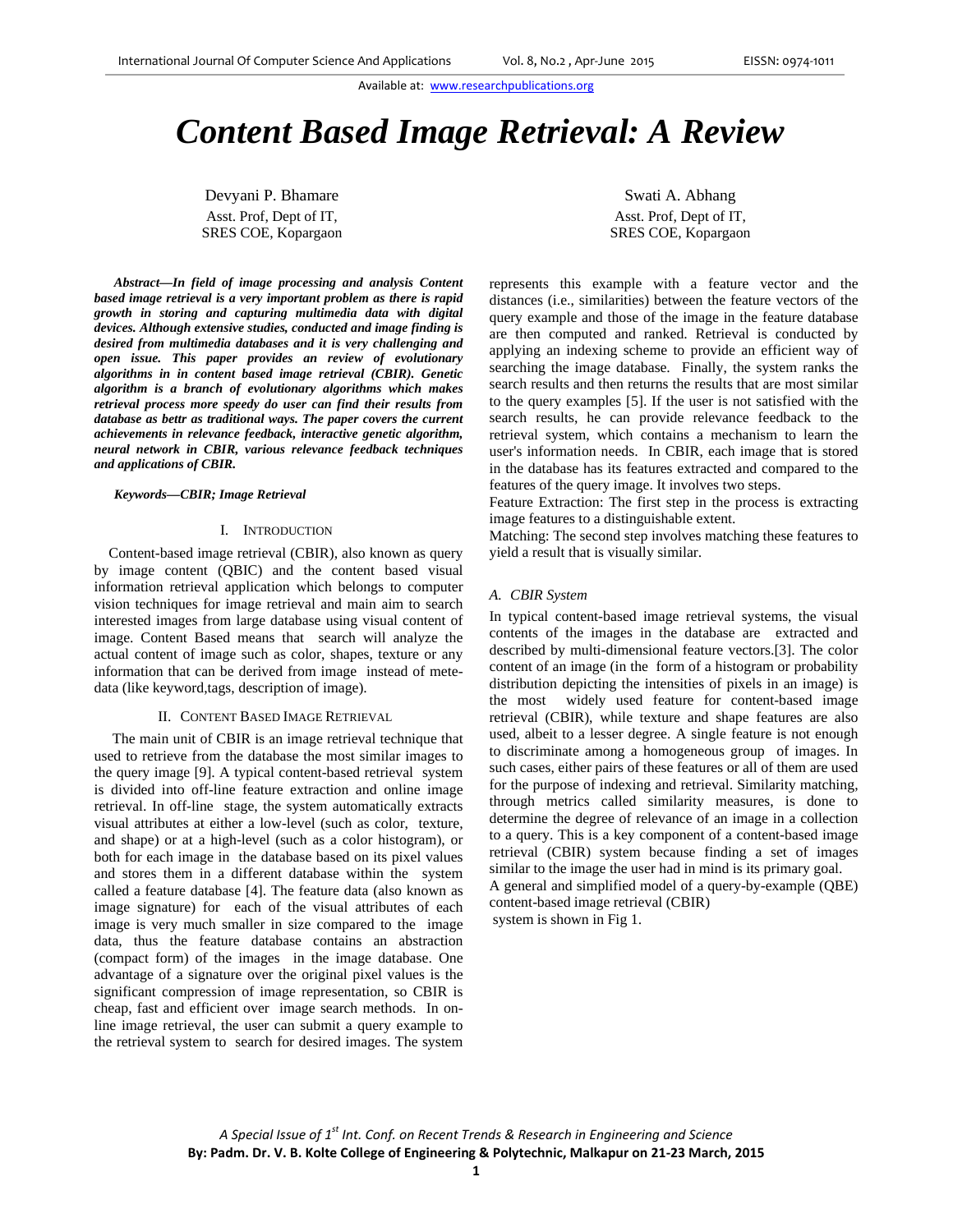# Content Based Image Retrieval: A Review

Devyani P. Bhamare
Asst. Prof, Dept of IT,
SRES COE, Kopargaon

Swati A. Abhang
Asst. Prof, Dept of IT,
SRES COE, Kopargaon

***Abstract*—*In field of image processing and analysis Content based image retrieval is a very important problem as there is rapid growth in storing and capturing multimedia data with digital devices. Although extensive studies, conducted and image finding is desired from multimedia databases and it is very challenging and open issue. This paper provides an review of evolutionary algorithms in in content based image retrieval (CBIR). Genetic algorithm is a branch of evolutionary algorithms which makes retrieval process more speedy do user can find their results from database as bettr as traditional ways. The paper covers the current achievements in relevance feedback, interactive genetic algorithm, neural network in CBIR, various relevance feedback techniques and applications of CBIR.***

***Keywords*—*CBIR; Image Retrieval***

## I. Introduction

Content-based image retrieval (CBIR), also known as query by image content (QBIC) and the content based visual information retrieval application which belongs to computer vision techniques for image retrieval and main aim to search interested images from large database using visual content of image. Content Based means that search will analyze the actual content of image such as color, shapes, texture or any information that can be derived from image instead of mete-data (like keyword,tags, description of image).

## II. Content Based Image Retrieval

The main unit of CBIR is an image retrieval technique that used to retrieve from the database the most similar images to the query image [9]. A typical content-based retrieval system is divided into off-line feature extraction and online image retrieval. In off-line stage, the system automatically extracts visual attributes at either a low-level (such as color, texture, and shape) or at a high-level (such as a color histogram), or both for each image in the database based on its pixel values and stores them in a different database within the system called a feature database [4]. The feature data (also known as image signature) for each of the visual attributes of each image is very much smaller in size compared to the image data, thus the feature database contains an abstraction (compact form) of the images in the image database. One advantage of a signature over the original pixel values is the significant compression of image representation, so CBIR is cheap, fast and efficient over image search methods. In on-line image retrieval, the user can submit a query example to the retrieval system to search for desired images. The system represents this example with a feature vector and the distances (i.e., similarities) between the feature vectors of the query example and those of the image in the feature database are then computed and ranked. Retrieval is conducted by applying an indexing scheme to provide an efficient way of searching the image database. Finally, the system ranks the search results and then returns the results that are most similar to the query examples [5]. If the user is not satisfied with the search results, he can provide relevance feedback to the retrieval system, which contains a mechanism to learn the user's information needs. In CBIR, each image that is stored in the database has its features extracted and compared to the features of the query image. It involves two steps.

Feature Extraction: The first step in the process is extracting image features to a distinguishable extent.

Matching: The second step involves matching these features to yield a result that is visually similar.

### A. CBIR System

In typical content-based image retrieval systems, the visual contents of the images in the database are extracted and described by multi-dimensional feature vectors.[3]. The color content of an image (in the form of a histogram or probability distribution depicting the intensities of pixels in an image) is the most widely used feature for content-based image retrieval (CBIR), while texture and shape features are also used, albeit to a lesser degree. A single feature is not enough to discriminate among a homogeneous group of images. In such cases, either pairs of these features or all of them are used for the purpose of indexing and retrieval. Similarity matching, through metrics called similarity measures, is done to determine the degree of relevance of an image in a collection to a query. This is a key component of a content-based image retrieval (CBIR) system because finding a set of images similar to the image the user had in mind is its primary goal.

A general and simplified model of a query-by-example (QBE) content-based image retrieval (CBIR) system is shown in Fig 1.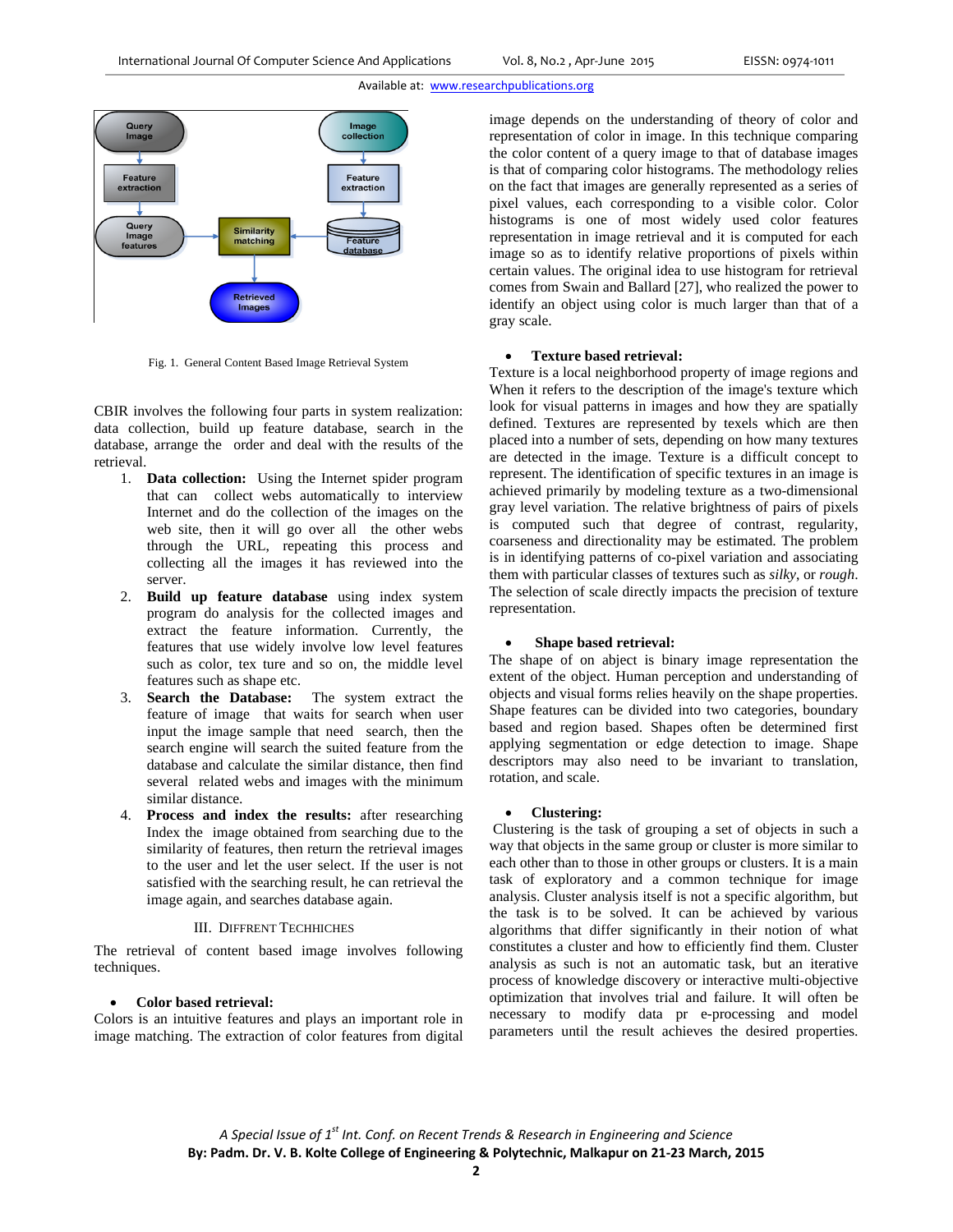Fig. 1. General Content Based Image Retrieval System

CBIR involves the following four parts in system realization: data collection, build up feature database, search in the database, arrange the order and deal with the results of the retrieval.

1. **Data collection:** Using the Internet spider program that can collect webs automatically to interview Internet and do the collection of the images on the web site, then it will go over all the other webs through the URL, repeating this process and collecting all the images it has reviewed into the server.
2. **Build up feature database** using index system program do analysis for the collected images and extract the feature information. Currently, the features that use widely involve low level features such as color, tex ture and so on, the middle level features such as shape etc.
3. **Search the Database:** The system extract the feature of image that waits for search when user input the image sample that need search, then the search engine will search the suited feature from the database and calculate the similar distance, then find several related webs and images with the minimum similar distance.
4. **Process and index the results:** after researching Index the image obtained from searching due to the similarity of features, then return the retrieval images to the user and let the user select. If the user is not satisfied with the searching result, he can retrieval the image again, and searches database again.

## III. Diffrent Techhiches

The retrieval of content based image involves following techniques.

- **Color based retrieval:**

Colors is an intuitive features and plays an important role in image matching. The extraction of color features from digital image depends on the understanding of theory of color and representation of color in image. In this technique comparing the color content of a query image to that of database images is that of comparing color histograms. The methodology relies on the fact that images are generally represented as a series of pixel values, each corresponding to a visible color. Color histograms is one of most widely used color features representation in image retrieval and it is computed for each image so as to identify relative proportions of pixels within certain values. The original idea to use histogram for retrieval comes from Swain and Ballard [27], who realized the power to identify an object using color is much larger than that of a gray scale.

- **Texture based retrieval:**

Texture is a local neighborhood property of image regions and When it refers to the description of the image's texture which look for visual patterns in images and how they are spatially defined. Textures are represented by texels which are then placed into a number of sets, depending on how many textures are detected in the image. Texture is a difficult concept to represent. The identification of specific textures in an image is achieved primarily by modeling texture as a two-dimensional gray level variation. The relative brightness of pairs of pixels is computed such that degree of contrast, regularity, coarseness and directionality may be estimated. The problem is in identifying patterns of co-pixel variation and associating them with particular classes of textures such as *silky*, or *rough*. The selection of scale directly impacts the precision of texture representation.

- **Shape based retrieval:**

The shape of on abject is binary image representation the extent of the object. Human perception and understanding of objects and visual forms relies heavily on the shape properties. Shape features can be divided into two categories, boundary based and region based. Shapes often be determined first applying segmentation or edge detection to image. Shape descriptors may also need to be invariant to translation, rotation, and scale.

- **Clustering:**

Clustering is the task of grouping a set of objects in such a way that objects in the same group or cluster is more similar to each other than to those in other groups or clusters. It is a main task of exploratory and a common technique for image analysis. Cluster analysis itself is not a specific algorithm, but the task is to be solved. It can be achieved by various algorithms that differ significantly in their notion of what constitutes a cluster and how to efficiently find them. Cluster analysis as such is not an automatic task, but an iterative process of knowledge discovery or interactive multi-objective optimization that involves trial and failure. It will often be necessary to modify data pr e-processing and model parameters until the result achieves the desired properties.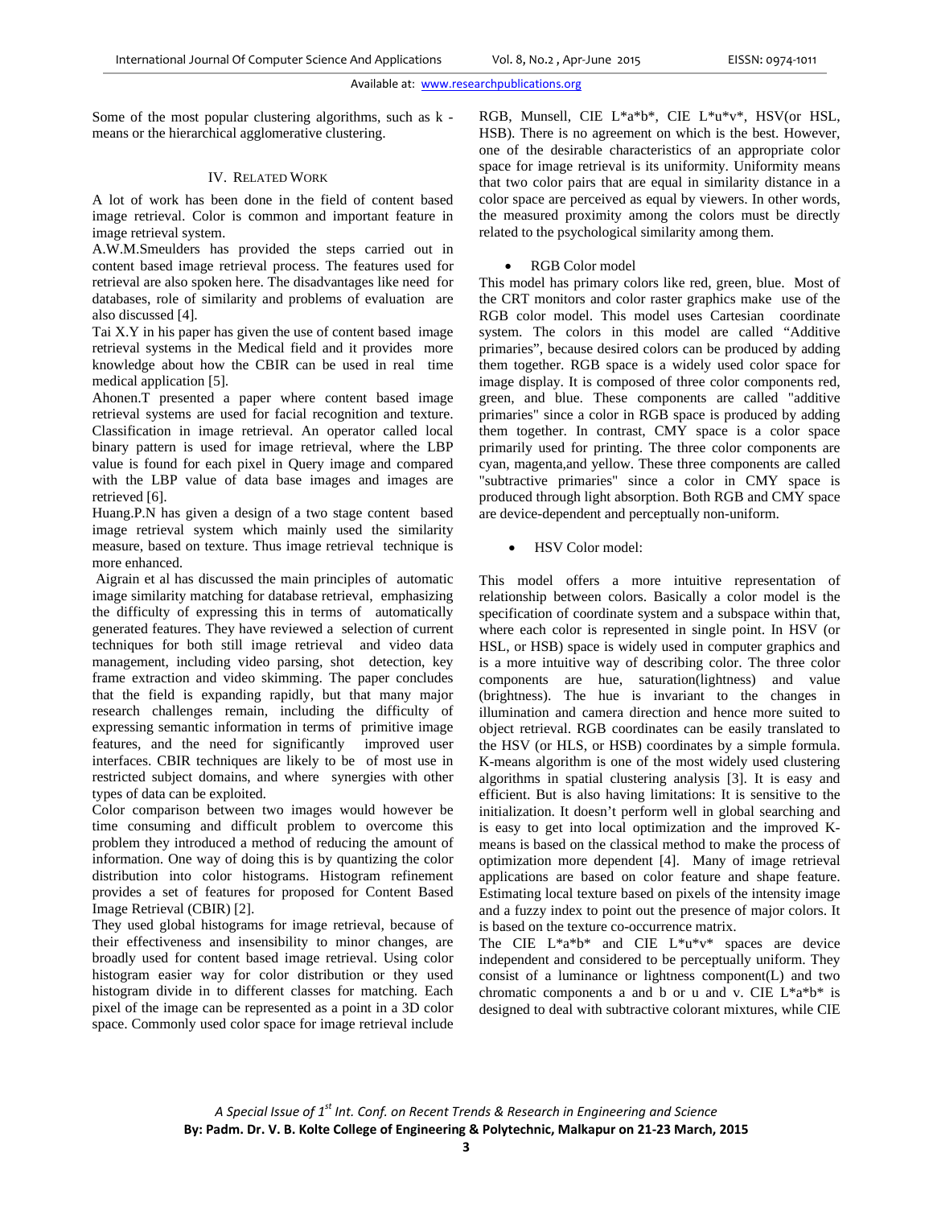Some of the most popular clustering algorithms, such as k - means or the hierarchical agglomerative clustering.

## IV. Related Work

A lot of work has been done in the field of content based image retrieval. Color is common and important feature in image retrieval system.

A.W.M.Smeulders has provided the steps carried out in content based image retrieval process. The features used for retrieval are also spoken here. The disadvantages like need for databases, role of similarity and problems of evaluation are also discussed [4].

Tai X.Y in his paper has given the use of content based image retrieval systems in the Medical field and it provides more knowledge about how the CBIR can be used in real time medical application [5].

Ahonen.T presented a paper where content based image retrieval systems are used for facial recognition and texture. Classification in image retrieval. An operator called local binary pattern is used for image retrieval, where the LBP value is found for each pixel in Query image and compared with the LBP value of data base images and images are retrieved [6].

Huang.P.N has given a design of a two stage content based image retrieval system which mainly used the similarity measure, based on texture. Thus image retrieval technique is more enhanced.

Aigrain et al has discussed the main principles of automatic image similarity matching for database retrieval, emphasizing the difficulty of expressing this in terms of automatically generated features. They have reviewed a selection of current techniques for both still image retrieval and video data management, including video parsing, shot detection, key frame extraction and video skimming. The paper concludes that the field is expanding rapidly, but that many major research challenges remain, including the difficulty of expressing semantic information in terms of primitive image features, and the need for significantly improved user interfaces. CBIR techniques are likely to be of most use in restricted subject domains, and where synergies with other types of data can be exploited.

Color comparison between two images would however be time consuming and difficult problem to overcome this problem they introduced a method of reducing the amount of information. One way of doing this is by quantizing the color distribution into color histograms. Histogram refinement provides a set of features for proposed for Content Based Image Retrieval (CBIR) [2].

They used global histograms for image retrieval, because of their effectiveness and insensibility to minor changes, are broadly used for content based image retrieval. Using color histogram easier way for color distribution or they used histogram divide in to different classes for matching. Each pixel of the image can be represented as a point in a 3D color space. Commonly used color space for image retrieval include RGB, Munsell, CIE L*a*b*, CIE L*u*v*, HSV(or HSL, HSB). There is no agreement on which is the best. However, one of the desirable characteristics of an appropriate color space for image retrieval is its uniformity. Uniformity means that two color pairs that are equal in similarity distance in a color space are perceived as equal by viewers. In other words, the measured proximity among the colors must be directly related to the psychological similarity among them.

- RGB Color model

This model has primary colors like red, green, blue. Most of the CRT monitors and color raster graphics make use of the RGB color model. This model uses Cartesian coordinate system. The colors in this model are called "Additive primaries", because desired colors can be produced by adding them together. RGB space is a widely used color space for image display. It is composed of three color components red, green, and blue. These components are called "additive primaries" since a color in RGB space is produced by adding them together. In contrast, CMY space is a color space primarily used for printing. The three color components are cyan, magenta,and yellow. These three components are called "subtractive primaries" since a color in CMY space is produced through light absorption. Both RGB and CMY space are device-dependent and perceptually non-uniform.

- HSV Color model:

This model offers a more intuitive representation of relationship between colors. Basically a color model is the specification of coordinate system and a subspace within that, where each color is represented in single point. In HSV (or HSL, or HSB) space is widely used in computer graphics and is a more intuitive way of describing color. The three color components are hue, saturation(lightness) and value (brightness). The hue is invariant to the changes in illumination and camera direction and hence more suited to object retrieval. RGB coordinates can be easily translated to the HSV (or HLS, or HSB) coordinates by a simple formula. K-means algorithm is one of the most widely used clustering algorithms in spatial clustering analysis [3]. It is easy and efficient. But is also having limitations: It is sensitive to the initialization. It doesn't perform well in global searching and is easy to get into local optimization and the improved K-means is based on the classical method to make the process of optimization more dependent [4]. Many of image retrieval applications are based on color feature and shape feature. Estimating local texture based on pixels of the intensity image and a fuzzy index to point out the presence of major colors. It is based on the texture co-occurrence matrix.

The CIE L*a*b* and CIE L*u*v* spaces are device independent and considered to be perceptually uniform. They consist of a luminance or lightness component(L) and two chromatic components a and b or u and v. CIE L*a*b* is designed to deal with subtractive colorant mixtures, while CIE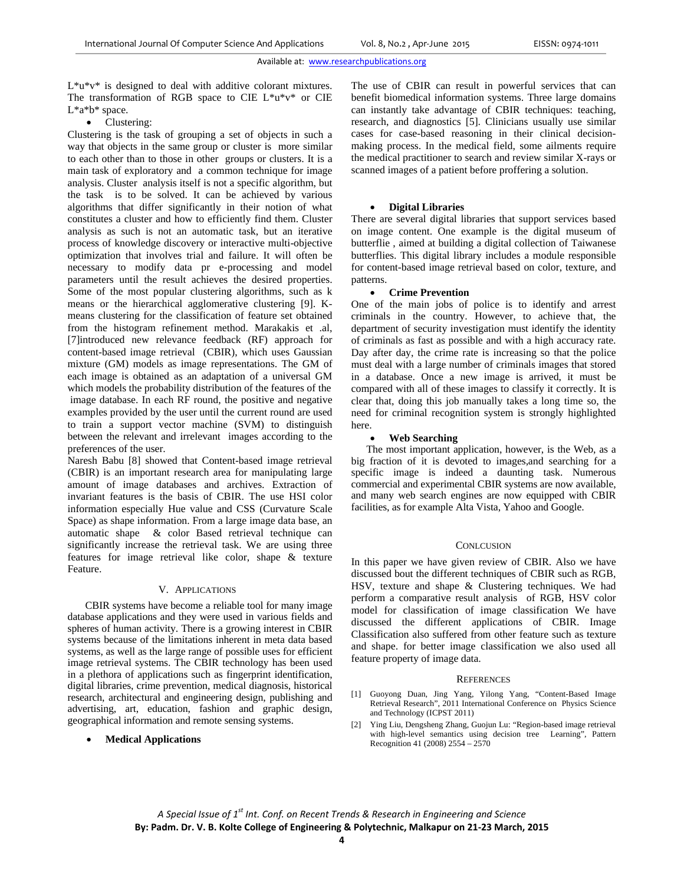L*u*v* is designed to deal with additive colorant mixtures. The transformation of RGB space to CIE L*u*v* or CIE L*a*b* space.

- Clustering:

Clustering is the task of grouping a set of objects in such a way that objects in the same group or cluster is more similar to each other than to those in other groups or clusters. It is a main task of exploratory and a common technique for image analysis. Cluster analysis itself is not a specific algorithm, but the task is to be solved. It can be achieved by various algorithms that differ significantly in their notion of what constitutes a cluster and how to efficiently find them. Cluster analysis as such is not an automatic task, but an iterative process of knowledge discovery or interactive multi-objective optimization that involves trial and failure. It will often be necessary to modify data pr e-processing and model parameters until the result achieves the desired properties. Some of the most popular clustering algorithms, such as k means or the hierarchical agglomerative clustering [9]. K-means clustering for the classification of feature set obtained from the histogram refinement method. Marakakis et .al, [7]introduced new relevance feedback (RF) approach for content-based image retrieval (CBIR), which uses Gaussian mixture (GM) models as image representations. The GM of each image is obtained as an adaptation of a universal GM which models the probability distribution of the features of the image database. In each RF round, the positive and negative examples provided by the user until the current round are used to train a support vector machine (SVM) to distinguish between the relevant and irrelevant images according to the preferences of the user.

Naresh Babu [8] showed that Content-based image retrieval (CBIR) is an important research area for manipulating large amount of image databases and archives. Extraction of invariant features is the basis of CBIR. The use HSI color information especially Hue value and CSS (Curvature Scale Space) as shape information. From a large image data base, an automatic shape & color Based retrieval technique can significantly increase the retrieval task. We are using three features for image retrieval like color, shape & texture Feature.

## V. Applications

CBIR systems have become a reliable tool for many image database applications and they were used in various fields and spheres of human activity. There is a growing interest in CBIR systems because of the limitations inherent in meta data based systems, as well as the large range of possible uses for efficient image retrieval systems. The CBIR technology has been used in a plethora of applications such as fingerprint identification, digital libraries, crime prevention, medical diagnosis, historical research, architectural and engineering design, publishing and advertising, art, education, fashion and graphic design, geographical information and remote sensing systems.

- **Medical Applications**

The use of CBIR can result in powerful services that can benefit biomedical information systems. Three large domains can instantly take advantage of CBIR techniques: teaching, research, and diagnostics [5]. Clinicians usually use similar cases for case-based reasoning in their clinical decision-making process. In the medical field, some ailments require the medical practitioner to search and review similar X-rays or scanned images of a patient before proffering a solution.

- **Digital Libraries**

There are several digital libraries that support services based on image content. One example is the digital museum of butterflie , aimed at building a digital collection of Taiwanese butterflies. This digital library includes a module responsible for content-based image retrieval based on color, texture, and patterns.

- **Crime Prevention**

One of the main jobs of police is to identify and arrest criminals in the country. However, to achieve that, the department of security investigation must identify the identity of criminals as fast as possible and with a high accuracy rate. Day after day, the crime rate is increasing so that the police must deal with a large number of criminals images that stored in a database. Once a new image is arrived, it must be compared with all of these images to classify it correctly. It is clear that, doing this job manually takes a long time so, the need for criminal recognition system is strongly highlighted here.

- **Web Searching**

The most important application, however, is the Web, as a big fraction of it is devoted to images,and searching for a specific image is indeed a daunting task. Numerous commercial and experimental CBIR systems are now available, and many web search engines are now equipped with CBIR facilities, as for example Alta Vista, Yahoo and Google.

## Conlcusion

In this paper we have given review of CBIR. Also we have discussed bout the different techniques of CBIR such as RGB, HSV, texture and shape & Clustering techniques. We had perform a comparative result analysis of RGB, HSV color model for classification of image classification We have discussed the different applications of CBIR. Image Classification also suffered from other feature such as texture and shape. for better image classification we also used all feature property of image data.

## References

[1] Guoyong Duan, Jing Yang, Yilong Yang, "Content-Based Image Retrieval Research", 2011 International Conference on Physics Science and Technology (ICPST 2011)

[2] Ying Liu, Dengsheng Zhang, Guojun Lu: "Region-based image retrieval with high-level semantics using decision tree Learning", Pattern Recognition 41 (2008) 2554 – 2570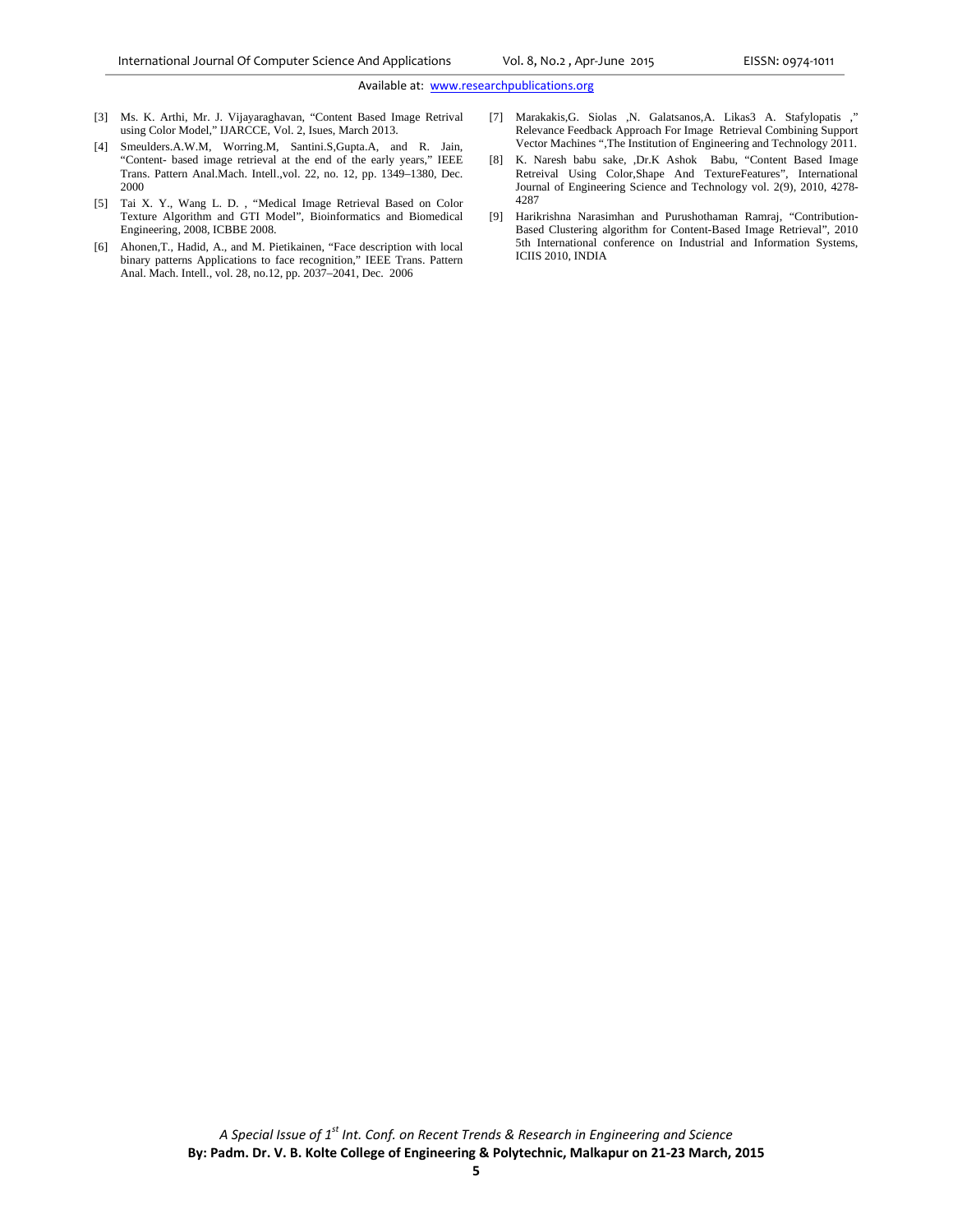[3] Ms. K. Arthi, Mr. J. Vijayaraghavan, "Content Based Image Retrival using Color Model," IJARCCE, Vol. 2, Isues, March 2013.

[4] Smeulders.A.W.M, Worring.M, Santini.S,Gupta.A, and R. Jain, "Content- based image retrieval at the end of the early years," IEEE Trans. Pattern Anal.Mach. Intell.,vol. 22, no. 12, pp. 1349–1380, Dec. 2000

[5] Tai X. Y., Wang L. D. , "Medical Image Retrieval Based on Color Texture Algorithm and GTI Model", Bioinformatics and Biomedical Engineering, 2008, ICBBE 2008.

[6] Ahonen,T., Hadid, A., and M. Pietikainen, "Face description with local binary patterns Applications to face recognition," IEEE Trans. Pattern Anal. Mach. Intell., vol. 28, no.12, pp. 2037–2041, Dec. 2006

[7] Marakakis,G. Siolas ,N. Galatsanos,A. Likas3 A. Stafylopatis ," Relevance Feedback Approach For Image Retrieval Combining Support Vector Machines ",The Institution of Engineering and Technology 2011.

[8] K. Naresh babu sake, ,Dr.K Ashok Babu, "Content Based Image Retreival Using Color,Shape And TextureFeatures", International Journal of Engineering Science and Technology vol. 2(9), 2010, 4278-4287

[9] Harikrishna Narasimhan and Purushothaman Ramraj, "Contribution-Based Clustering algorithm for Content-Based Image Retrieval", 2010 5th International conference on Industrial and Information Systems, ICIIS 2010, INDIA